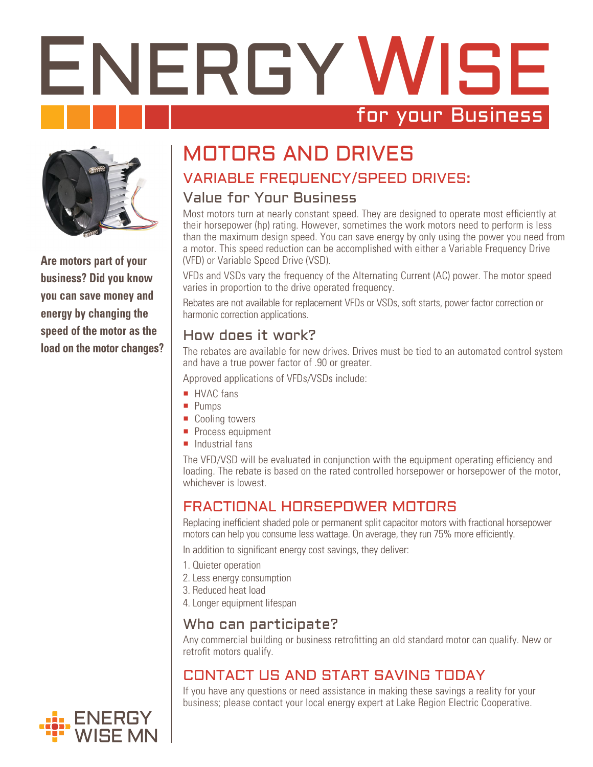# ENERGY WISE

for your Business

**Are motors part of your business? Did you know you can save money and energy by changing the speed of the motor as the load on the motor changes?**

## MOTORS AND DRIVES

### VARIABLE FREQUENCY/SPEED DRIVES:

#### Value for Your Business

Most motors turn at nearly constant speed. They are designed to operate most efficiently at their horsepower (hp) rating. However, sometimes the work motors need to perform is less than the maximum design speed. You can save energy by only using the power you need from a motor. This speed reduction can be accomplished with either a Variable Frequency Drive (VFD) or Variable Speed Drive (VSD).

VFDs and VSDs vary the frequency of the Alternating Current (AC) power. The motor speed varies in proportion to the drive operated frequency.

Rebates are not available for replacement VFDs or VSDs, soft starts, power factor correction or harmonic correction applications.

#### How does it work?

The rebates are available for new drives. Drives must be tied to an automated control system and have a true power factor of .90 or greater.

Approved applications of VFDs/VSDs include:

- HVAC fans
- Pumps
- Cooling towers
- Process equipment
- Industrial fans

The VFD/VSD will be evaluated in conjunction with the equipment operating efficiency and loading. The rebate is based on the rated controlled horsepower or horsepower of the motor, whichever is lowest.

### FRACTIONAL HORSEPOWER MOTORS

Replacing inefficient shaded pole or permanent split capacitor motors with fractional horsepower motors can help you consume less wattage. On average, they run 75% more efficiently.

In addition to significant energy cost savings, they deliver:

1. Quieter operation
2. Less energy consumption
3. Reduced heat load
4. Longer equipment lifespan

#### Who can participate?

Any commercial building or business retrofitting an old standard motor can qualify. New or retrofit motors qualify.

### CONTACT US AND START SAVING TODAY

If you have any questions or need assistance in making these savings a reality for your business; please contact your local energy expert at Lake Region Electric Cooperative.

ENERGY WISE MN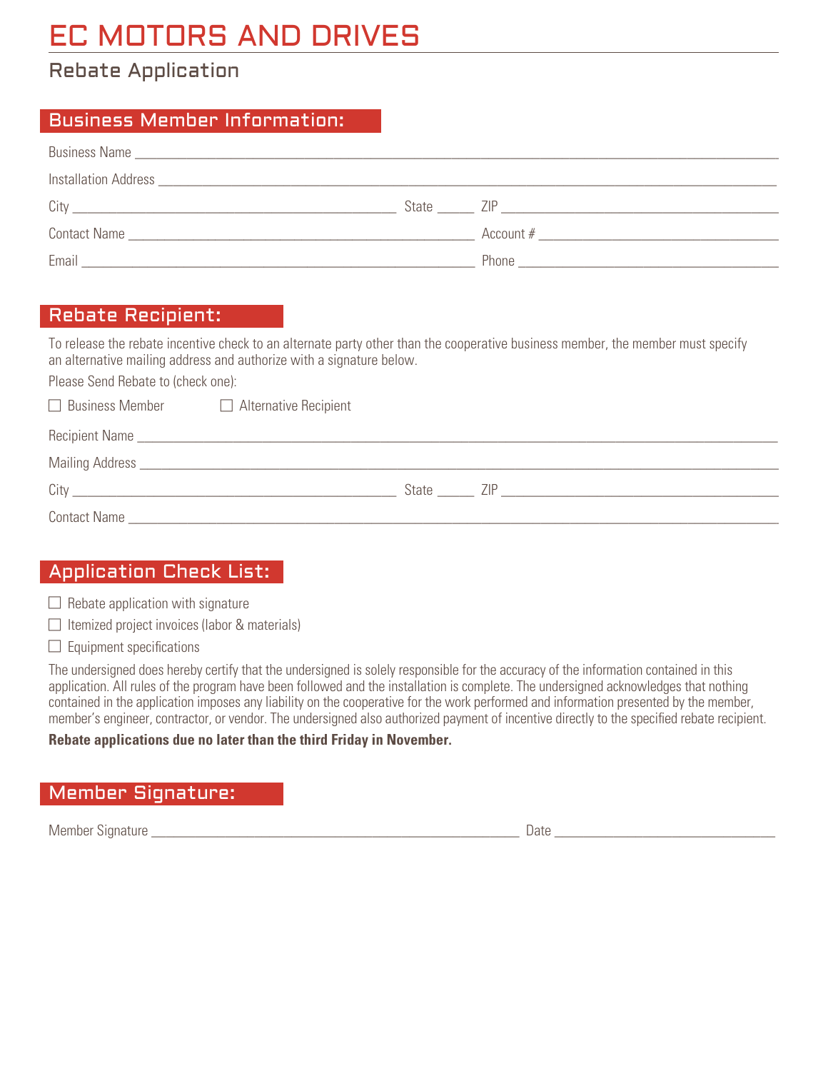# EC MOTORS AND DRIVES

## Rebate Application

### Business Member Information:

Business Name ___________________________________________

Installation Address ___________________________________________

City ______________________ State _____ ZIP ______________________

Contact Name ______________________ Account # ______________________

Email ______________________ Phone ______________________

### Rebate Recipient:

To release the rebate incentive check to an alternate party other than the cooperative business member, the member must specify an alternative mailing address and authorize with a signature below.

Please Send Rebate to (check one):

☐ Business Member ☐ Alternative Recipient

Recipient Name ___________________________________________

Mailing Address ___________________________________________

City ______________________ State _____ ZIP ______________________

Contact Name ___________________________________________

### Application Check List:

☐ Rebate application with signature

☐ Itemized project invoices (labor & materials)

☐ Equipment specifications

The undersigned does hereby certify that the undersigned is solely responsible for the accuracy of the information contained in this application. All rules of the program have been followed and the installation is complete. The undersigned acknowledges that nothing contained in the application imposes any liability on the cooperative for the work performed and information presented by the member, member's engineer, contractor, or vendor. The undersigned also authorized payment of incentive directly to the specified rebate recipient.

**Rebate applications due no later than the third Friday in November.**

### Member Signature:

Member Signature ______________________________ Date ______________________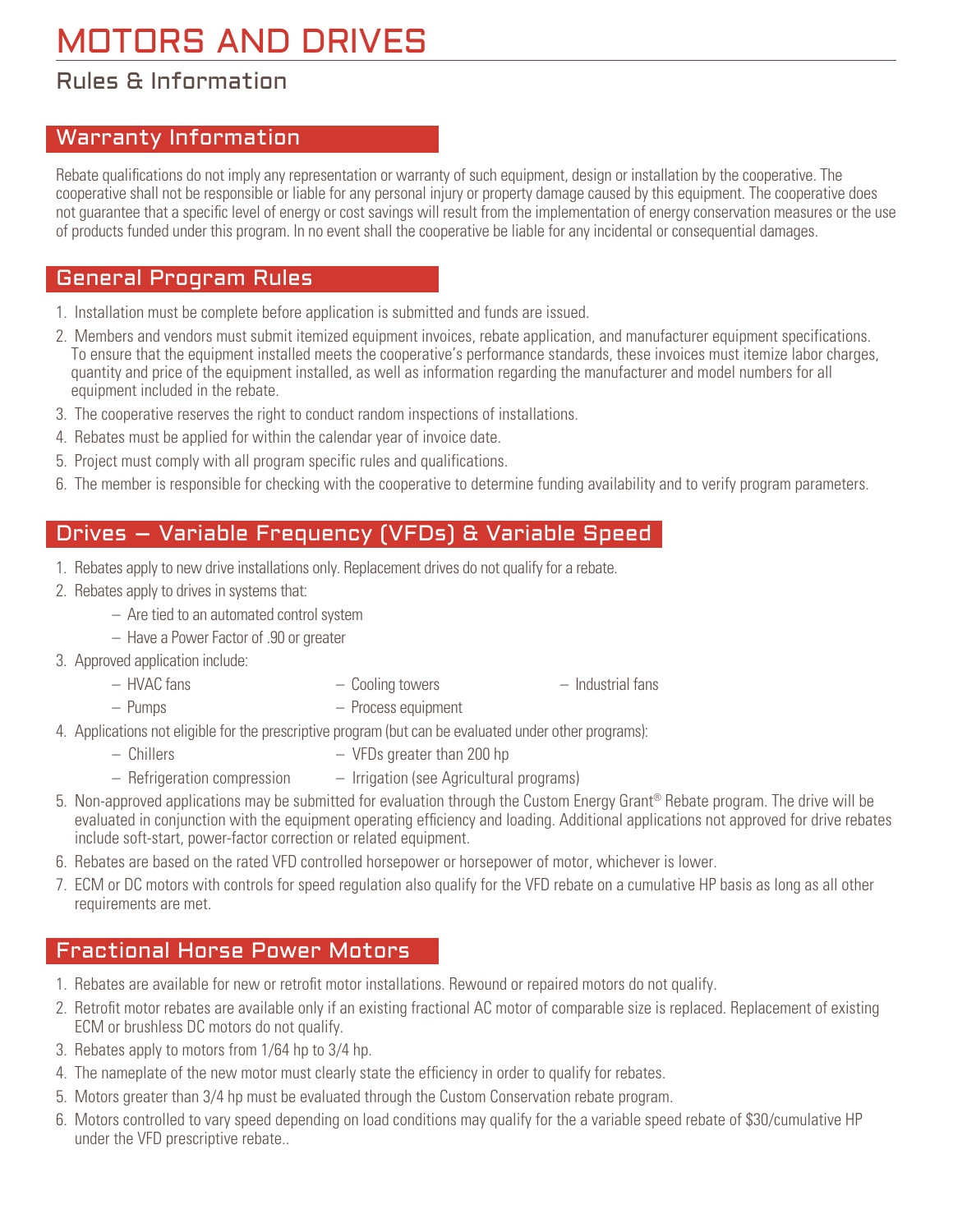# MOTORS AND DRIVES

## Rules & Information

### Warranty Information

Rebate qualifications do not imply any representation or warranty of such equipment, design or installation by the cooperative. The cooperative shall not be responsible or liable for any personal injury or property damage caused by this equipment. The cooperative does not guarantee that a specific level of energy or cost savings will result from the implementation of energy conservation measures or the use of products funded under this program. In no event shall the cooperative be liable for any incidental or consequential damages.

### General Program Rules

1. Installation must be complete before application is submitted and funds are issued.
2. Members and vendors must submit itemized equipment invoices, rebate application, and manufacturer equipment specifications. To ensure that the equipment installed meets the cooperative's performance standards, these invoices must itemize labor charges, quantity and price of the equipment installed, as well as information regarding the manufacturer and model numbers for all equipment included in the rebate.
3. The cooperative reserves the right to conduct random inspections of installations.
4. Rebates must be applied for within the calendar year of invoice date.
5. Project must comply with all program specific rules and qualifications.
6. The member is responsible for checking with the cooperative to determine funding availability and to verify program parameters.

### Drives — Variable Frequency (VFDs) & Variable Speed

1. Rebates apply to new drive installations only. Replacement drives do not qualify for a rebate.
2. Rebates apply to drives in systems that:
   - Are tied to an automated control system
   - Have a Power Factor of .90 or greater
3. Approved application include:
   - HVAC fans
   - Cooling towers
   - Industrial fans
   - Pumps
   - Process equipment
4. Applications not eligible for the prescriptive program (but can be evaluated under other programs):
   - Chillers
   - VFDs greater than 200 hp
   - Refrigeration compression
   - Irrigation (see Agricultural programs)
5. Non-approved applications may be submitted for evaluation through the Custom Energy Grant® Rebate program. The drive will be evaluated in conjunction with the equipment operating efficiency and loading. Additional applications not approved for drive rebates include soft-start, power-factor correction or related equipment.
6. Rebates are based on the rated VFD controlled horsepower or horsepower of motor, whichever is lower.
7. ECM or DC motors with controls for speed regulation also qualify for the VFD rebate on a cumulative HP basis as long as all other requirements are met.

### Fractional Horse Power Motors

1. Rebates are available for new or retrofit motor installations. Rewound or repaired motors do not qualify.
2. Retrofit motor rebates are available only if an existing fractional AC motor of comparable size is replaced. Replacement of existing ECM or brushless DC motors do not qualify.
3. Rebates apply to motors from 1/64 hp to 3/4 hp.
4. The nameplate of the new motor must clearly state the efficiency in order to qualify for rebates.
5. Motors greater than 3/4 hp must be evaluated through the Custom Conservation rebate program.
6. Motors controlled to vary speed depending on load conditions may qualify for the a variable speed rebate of $30/cumulative HP under the VFD prescriptive rebate..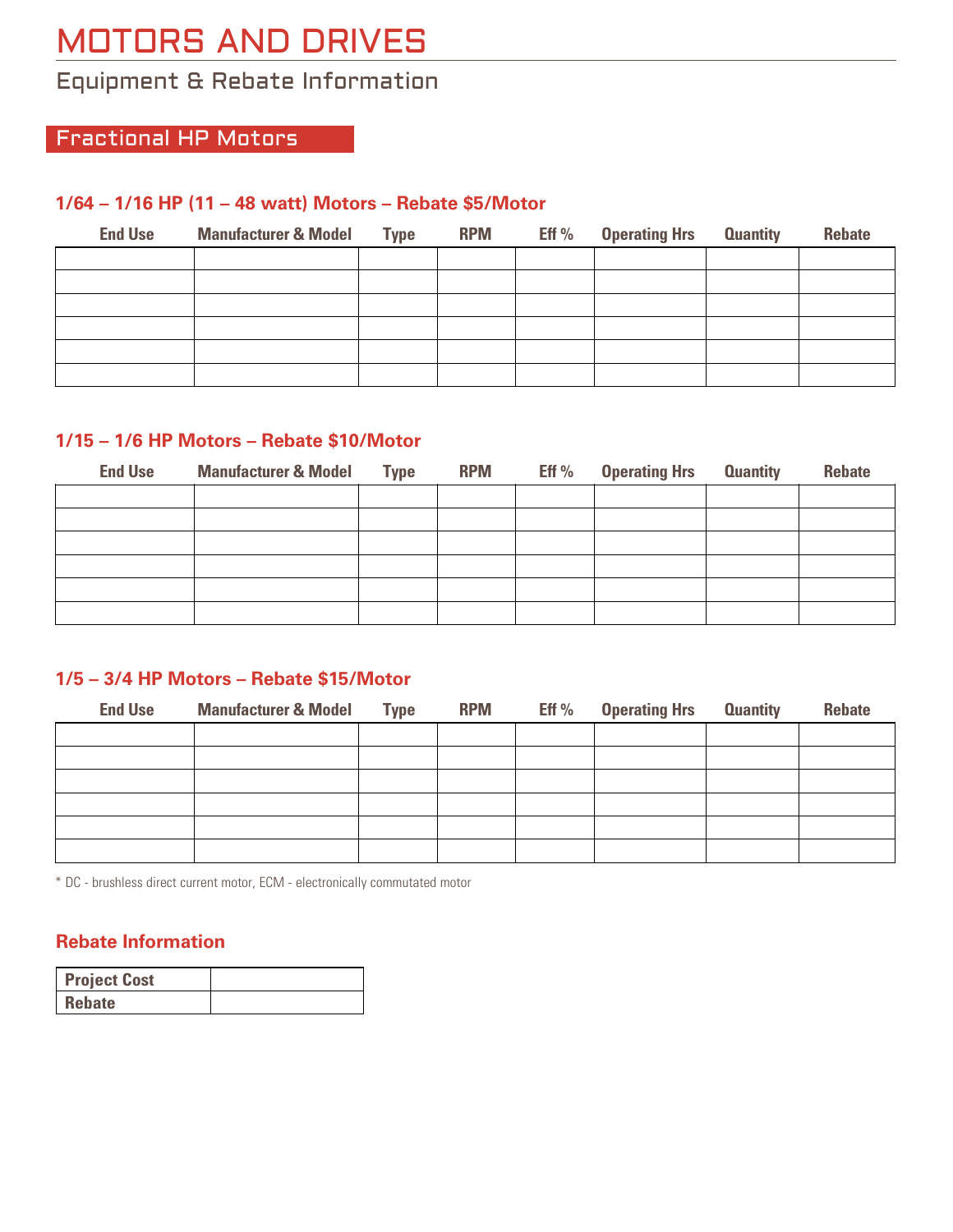# MOTORS AND DRIVES

## Equipment & Rebate Information

## Fractional HP Motors

### 1/64 – 1/16 HP (11 – 48 watt) Motors – Rebate $5/Motor

| End Use | Manufacturer & Model | Type | RPM | Eff % | Operating Hrs | Quantity | Rebate |
|---|---|---|---|---|---|---|---|
| | | | | | | | |
| | | | | | | | |
| | | | | | | | |
| | | | | | | | |
| | | | | | | | |
| | | | | | | | |

### 1/15 – 1/6 HP Motors – Rebate $10/Motor

| End Use | Manufacturer & Model | Type | RPM | Eff % | Operating Hrs | Quantity | Rebate |
|---|---|---|---|---|---|---|---|
| | | | | | | | |
| | | | | | | | |
| | | | | | | | |
| | | | | | | | |
| | | | | | | | |
| | | | | | | | |

### 1/5 – 3/4 HP Motors – Rebate $15/Motor

| End Use | Manufacturer & Model | Type | RPM | Eff % | Operating Hrs | Quantity | Rebate |
|---|---|---|---|---|---|---|---|
| | | | | | | | |
| | | | | | | | |
| | | | | | | | |
| | | | | | | | |
| | | | | | | | |
| | | | | | | | |

* DC - brushless direct current motor, ECM - electronically commutated motor

### Rebate Information

| Project Cost | |
|---|---|
| Rebate | |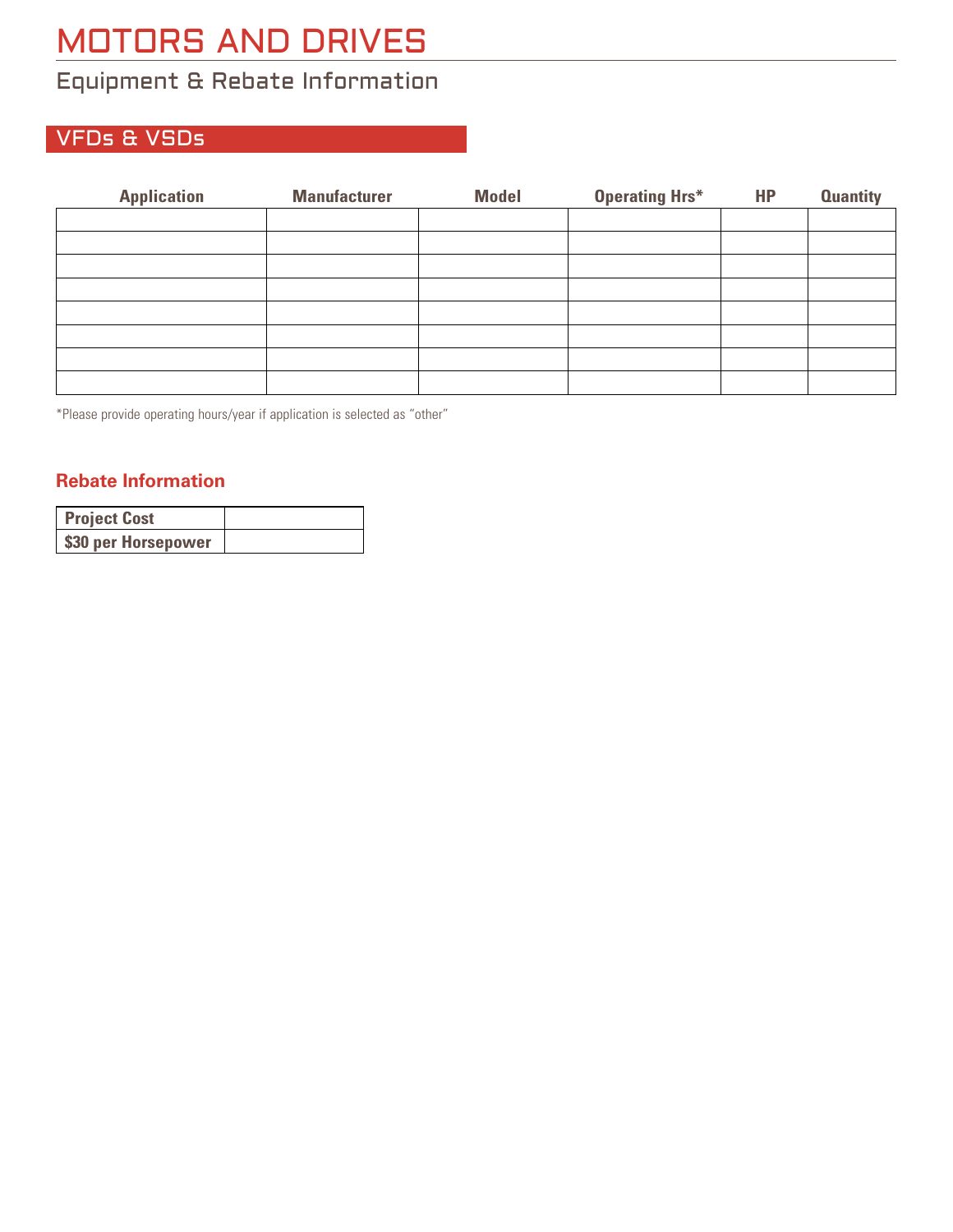# MOTORS AND DRIVES

## Equipment & Rebate Information

### VFDs & VSDs

| Application | Manufacturer | Model | Operating Hrs* | HP | Quantity |
|---|---|---|---|---|---|
| | | | | | |
| | | | | | |
| | | | | | |
| | | | | | |
| | | | | | |
| | | | | | |
| | | | | | |
| | | | | | |

*Please provide operating hours/year if application is selected as "other"

### Rebate Information

| | |
|---|---|
| **Project Cost** | |
| **$30 per Horsepower** | |